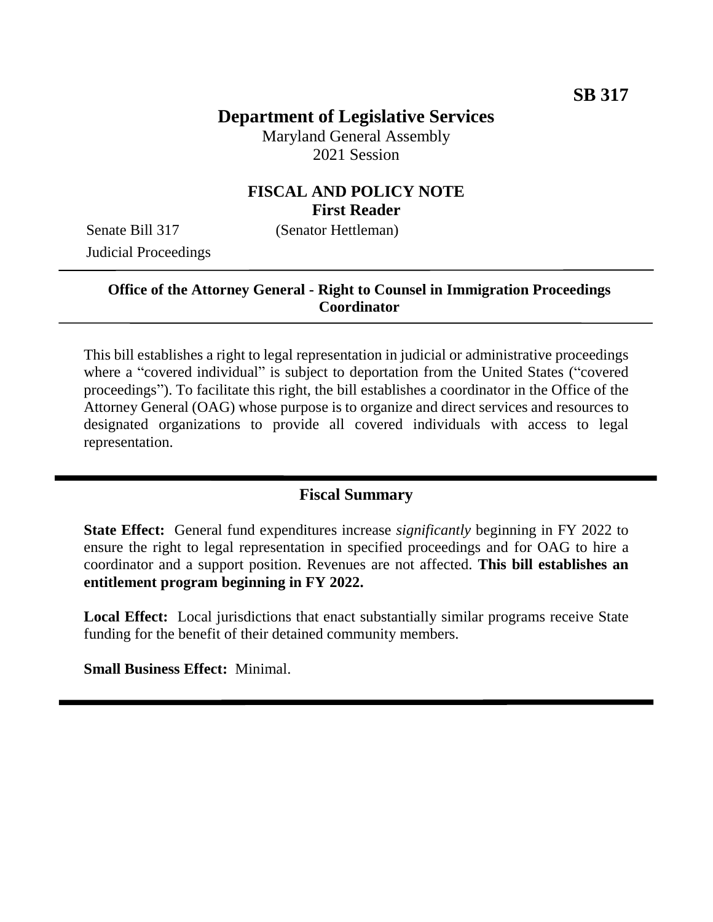**SB 317**

# Department of Legislative Services

Maryland General Assembly
2021 Session

## FISCAL AND POLICY NOTE
**First Reader**

Senate Bill 317 (Senator Hettleman)
Judicial Proceedings

---

**Office of the Attorney General - Right to Counsel in Immigration Proceedings Coordinator**

---

This bill establishes a right to legal representation in judicial or administrative proceedings where a "covered individual" is subject to deportation from the United States ("covered proceedings"). To facilitate this right, the bill establishes a coordinator in the Office of the Attorney General (OAG) whose purpose is to organize and direct services and resources to designated organizations to provide all covered individuals with access to legal representation.

---

## Fiscal Summary

**State Effect:** General fund expenditures increase *significantly* beginning in FY 2022 to ensure the right to legal representation in specified proceedings and for OAG to hire a coordinator and a support position. Revenues are not affected. **This bill establishes an entitlement program beginning in FY 2022.**

**Local Effect:** Local jurisdictions that enact substantially similar programs receive State funding for the benefit of their detained community members.

**Small Business Effect:** Minimal.

---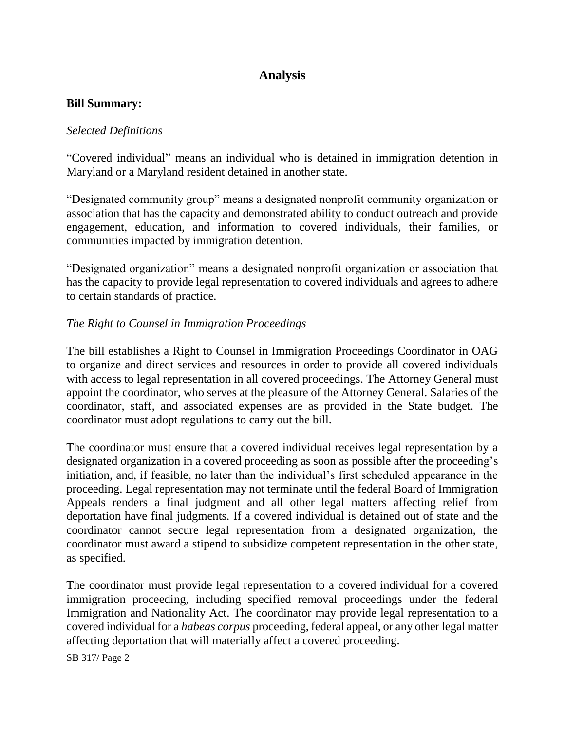## Analysis

**Bill Summary:**

*Selected Definitions*

"Covered individual" means an individual who is detained in immigration detention in Maryland or a Maryland resident detained in another state.

"Designated community group" means a designated nonprofit community organization or association that has the capacity and demonstrated ability to conduct outreach and provide engagement, education, and information to covered individuals, their families, or communities impacted by immigration detention.

"Designated organization" means a designated nonprofit organization or association that has the capacity to provide legal representation to covered individuals and agrees to adhere to certain standards of practice.

*The Right to Counsel in Immigration Proceedings*

The bill establishes a Right to Counsel in Immigration Proceedings Coordinator in OAG to organize and direct services and resources in order to provide all covered individuals with access to legal representation in all covered proceedings. The Attorney General must appoint the coordinator, who serves at the pleasure of the Attorney General. Salaries of the coordinator, staff, and associated expenses are as provided in the State budget. The coordinator must adopt regulations to carry out the bill.

The coordinator must ensure that a covered individual receives legal representation by a designated organization in a covered proceeding as soon as possible after the proceeding's initiation, and, if feasible, no later than the individual's first scheduled appearance in the proceeding. Legal representation may not terminate until the federal Board of Immigration Appeals renders a final judgment and all other legal matters affecting relief from deportation have final judgments. If a covered individual is detained out of state and the coordinator cannot secure legal representation from a designated organization, the coordinator must award a stipend to subsidize competent representation in the other state, as specified.

The coordinator must provide legal representation to a covered individual for a covered immigration proceeding, including specified removal proceedings under the federal Immigration and Nationality Act. The coordinator may provide legal representation to a covered individual for a *habeas corpus* proceeding, federal appeal, or any other legal matter affecting deportation that will materially affect a covered proceeding.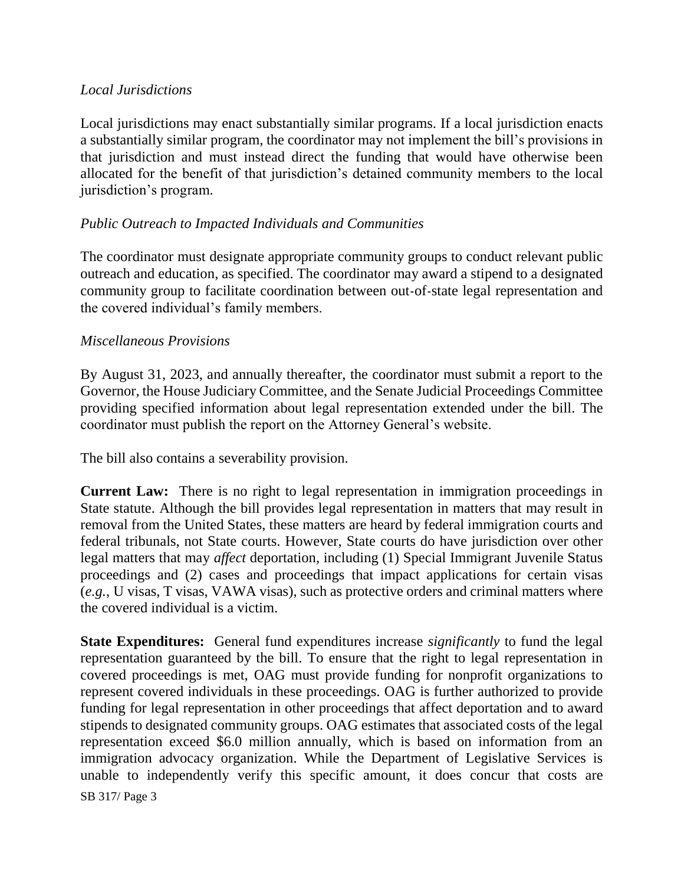*Local Jurisdictions*

Local jurisdictions may enact substantially similar programs. If a local jurisdiction enacts a substantially similar program, the coordinator may not implement the bill's provisions in that jurisdiction and must instead direct the funding that would have otherwise been allocated for the benefit of that jurisdiction's detained community members to the local jurisdiction's program.

*Public Outreach to Impacted Individuals and Communities*

The coordinator must designate appropriate community groups to conduct relevant public outreach and education, as specified. The coordinator may award a stipend to a designated community group to facilitate coordination between out-of-state legal representation and the covered individual's family members.

*Miscellaneous Provisions*

By August 31, 2023, and annually thereafter, the coordinator must submit a report to the Governor, the House Judiciary Committee, and the Senate Judicial Proceedings Committee providing specified information about legal representation extended under the bill. The coordinator must publish the report on the Attorney General's website.

The bill also contains a severability provision.

**Current Law:** There is no right to legal representation in immigration proceedings in State statute. Although the bill provides legal representation in matters that may result in removal from the United States, these matters are heard by federal immigration courts and federal tribunals, not State courts. However, State courts do have jurisdiction over other legal matters that may *affect* deportation, including (1) Special Immigrant Juvenile Status proceedings and (2) cases and proceedings that impact applications for certain visas (*e.g.*, U visas, T visas, VAWA visas), such as protective orders and criminal matters where the covered individual is a victim.

**State Expenditures:** General fund expenditures increase *significantly* to fund the legal representation guaranteed by the bill. To ensure that the right to legal representation in covered proceedings is met, OAG must provide funding for nonprofit organizations to represent covered individuals in these proceedings. OAG is further authorized to provide funding for legal representation in other proceedings that affect deportation and to award stipends to designated community groups. OAG estimates that associated costs of the legal representation exceed $6.0 million annually, which is based on information from an immigration advocacy organization. While the Department of Legislative Services is unable to independently verify this specific amount, it does concur that costs are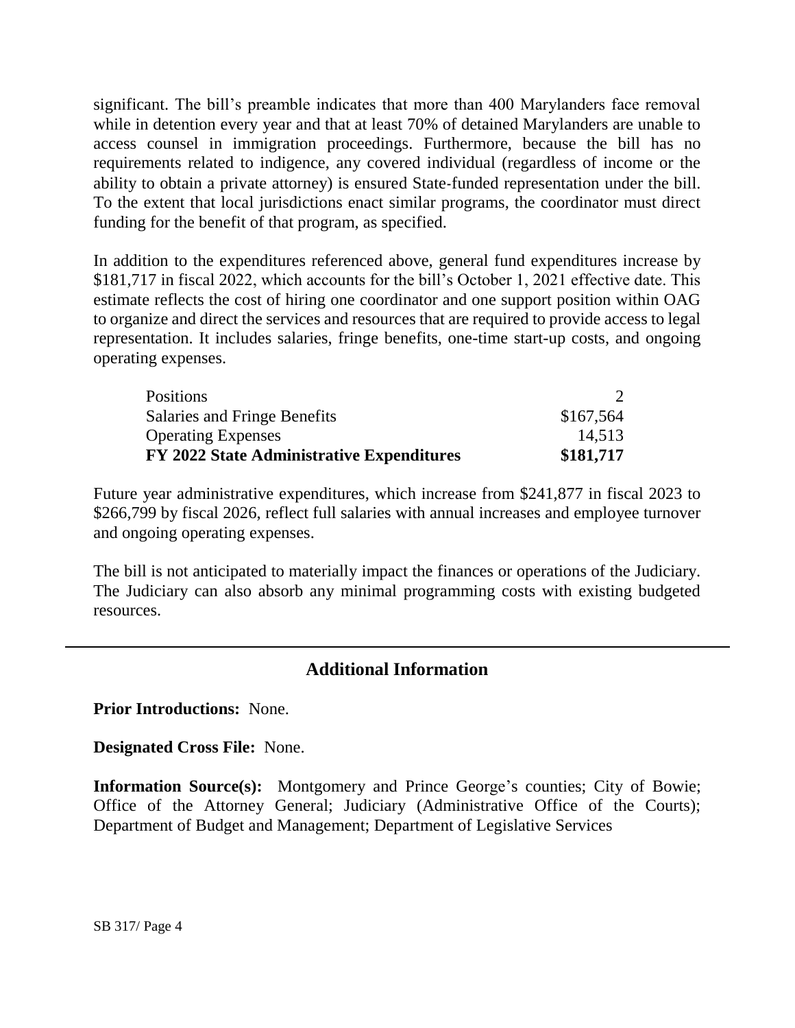significant. The bill's preamble indicates that more than 400 Marylanders face removal while in detention every year and that at least 70% of detained Marylanders are unable to access counsel in immigration proceedings. Furthermore, because the bill has no requirements related to indigence, any covered individual (regardless of income or the ability to obtain a private attorney) is ensured State-funded representation under the bill. To the extent that local jurisdictions enact similar programs, the coordinator must direct funding for the benefit of that program, as specified.

In addition to the expenditures referenced above, general fund expenditures increase by $181,717 in fiscal 2022, which accounts for the bill's October 1, 2021 effective date. This estimate reflects the cost of hiring one coordinator and one support position within OAG to organize and direct the services and resources that are required to provide access to legal representation. It includes salaries, fringe benefits, one-time start-up costs, and ongoing operating expenses.

| | |
|---|---|
| Positions | 2 |
| Salaries and Fringe Benefits | $167,564 |
| Operating Expenses | 14,513 |
| **FY 2022 State Administrative Expenditures** | **$181,717** |

Future year administrative expenditures, which increase from $241,877 in fiscal 2023 to $266,799 by fiscal 2026, reflect full salaries with annual increases and employee turnover and ongoing operating expenses.

The bill is not anticipated to materially impact the finances or operations of the Judiciary. The Judiciary can also absorb any minimal programming costs with existing budgeted resources.

## Additional Information

**Prior Introductions:** None.

**Designated Cross File:** None.

**Information Source(s):** Montgomery and Prince George's counties; City of Bowie; Office of the Attorney General; Judiciary (Administrative Office of the Courts); Department of Budget and Management; Department of Legislative Services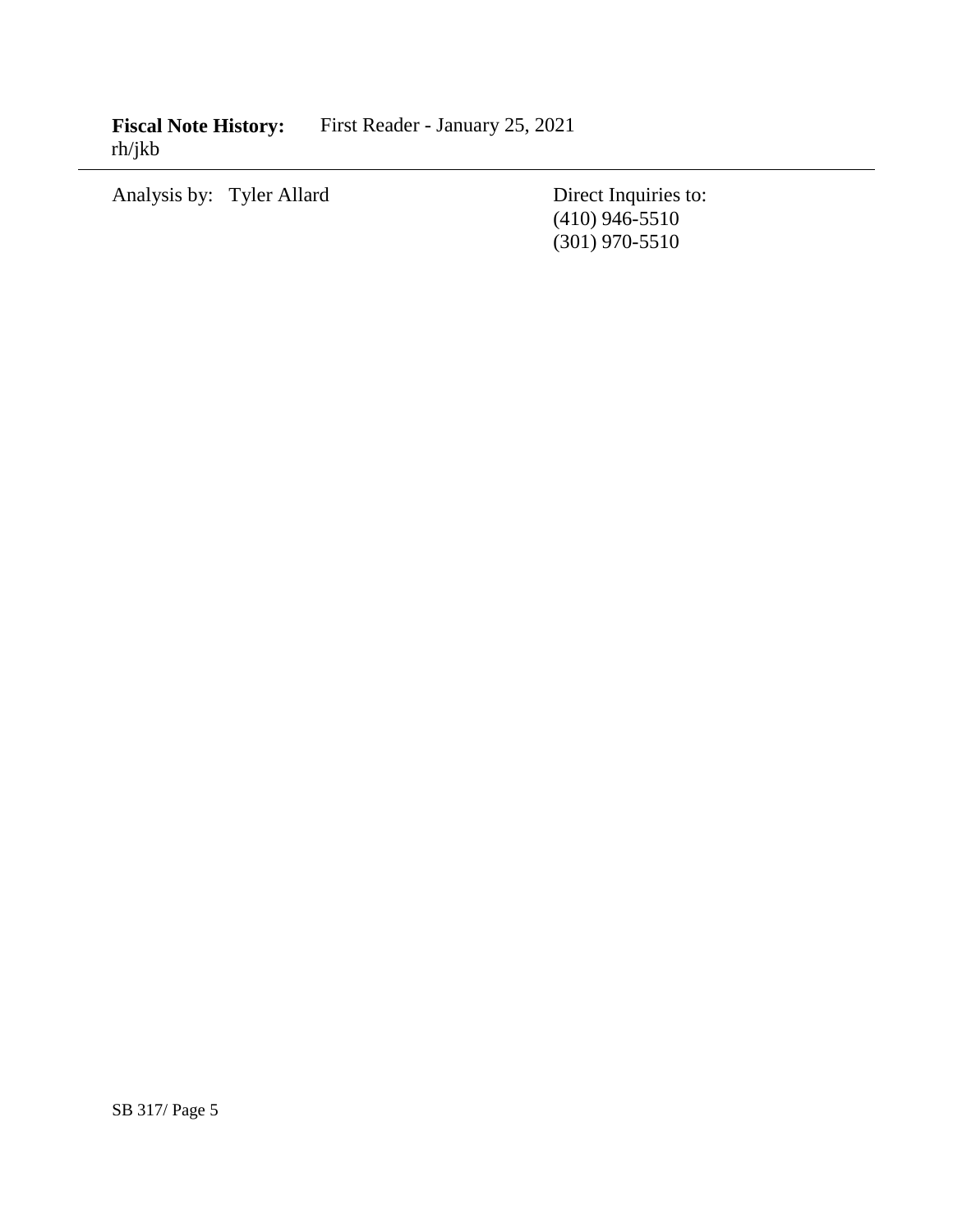**Fiscal Note History:** First Reader - January 25, 2021
rh/jkb

---

Analysis by: Tyler Allard

Direct Inquiries to:
(410) 946-5510
(301) 970-5510